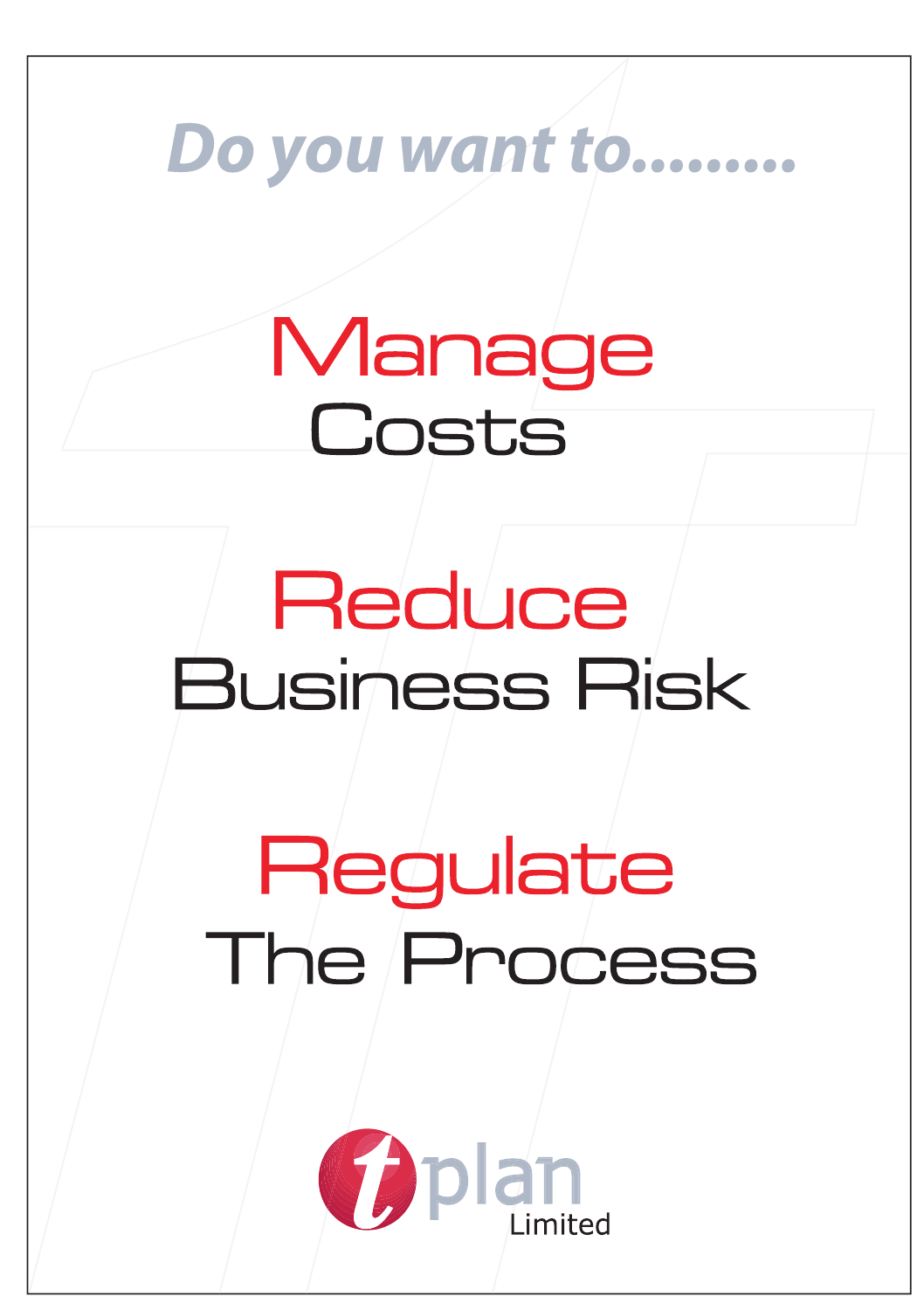*Do you want to.........*

# Manage
## Costs

# Reduce
## Business Risk

# Regulate
## The Process

t plan
Limited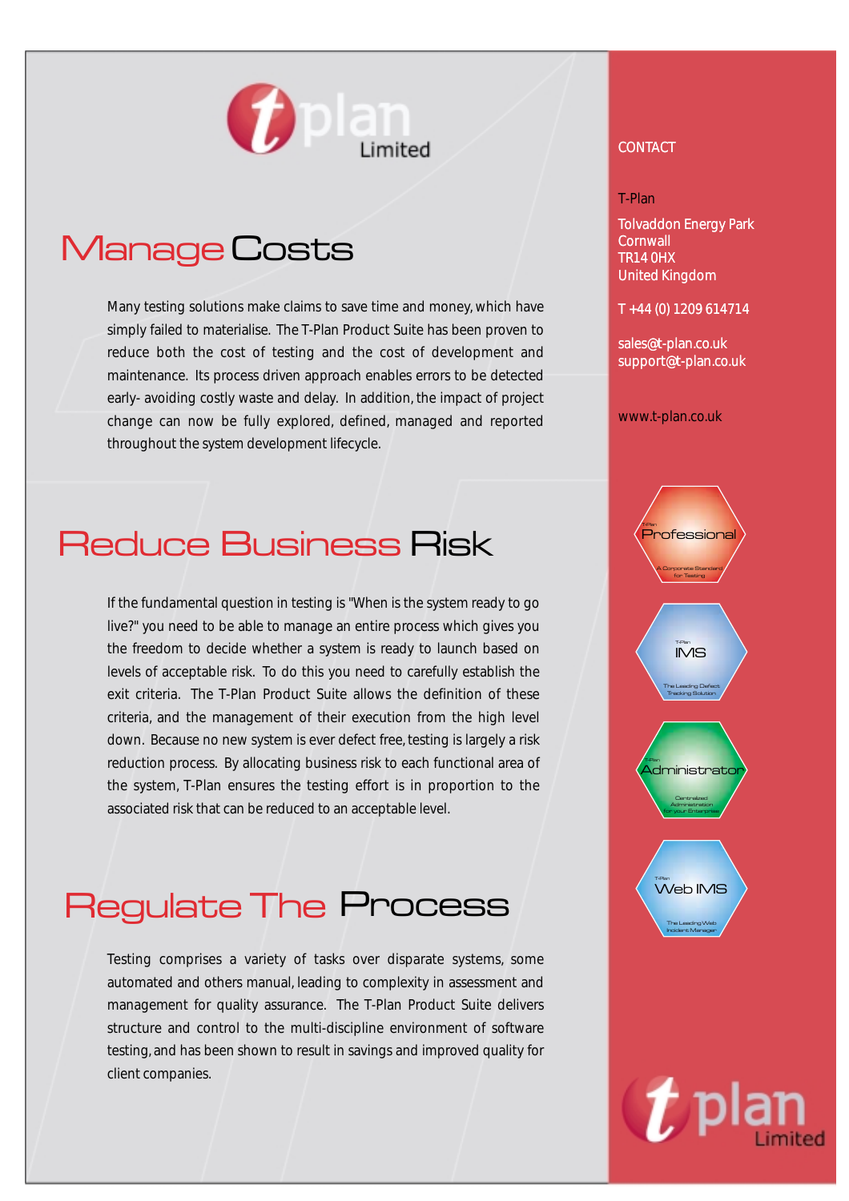# Manage Costs

Many testing solutions make claims to save time and money, which have simply failed to materialise. The T-Plan Product Suite has been proven to reduce both the cost of testing and the cost of development and maintenance. Its process driven approach enables errors to be detected early- avoiding costly waste and delay. In addition, the impact of project change can now be fully explored, defined, managed and reported throughout the system development lifecycle.

# Reduce Business Risk

If the fundamental question in testing is "When is the system ready to go live?" you need to be able to manage an entire process which gives you the freedom to decide whether a system is ready to launch based on levels of acceptable risk. To do this you need to carefully establish the exit criteria. The T-Plan Product Suite allows the definition of these criteria, and the management of their execution from the high level down. Because no new system is ever defect free, testing is largely a risk reduction process. By allocating business risk to each functional area of the system, T-Plan ensures the testing effort is in proportion to the associated risk that can be reduced to an acceptable level.

# Regulate The Process

Testing comprises a variety of tasks over disparate systems, some automated and others manual, leading to complexity in assessment and management for quality assurance. The T-Plan Product Suite delivers structure and control to the multi-discipline environment of software testing, and has been shown to result in savings and improved quality for client companies.

CONTACT

T-Plan

Tolvaddon Energy Park
Cornwall
TR14 0HX
United Kingdom

T +44 (0) 1209 614714

sales@t-plan.co.uk
support@t-plan.co.uk

www.t-plan.co.uk

T-Plan Professional – A Corporate Standard for Testing

T-Plan IMS – The Leading Defect Tracking Solution

T-Plan Administrator – Centralized Administration for your Enterprise

T-Plan Web IMS – The Leading Web Incident Manager